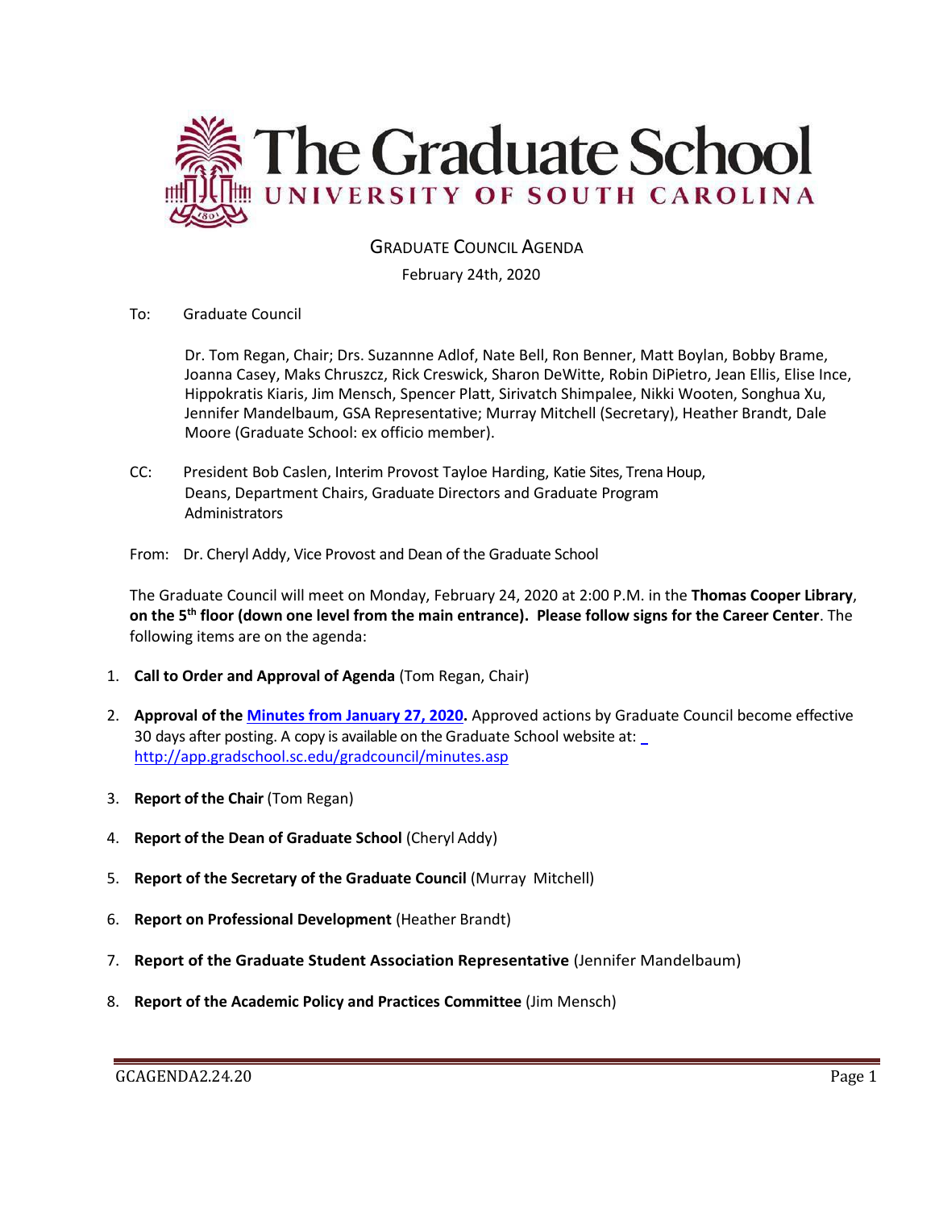# The Graduate School
## UNIVERSITY OF SOUTH CAROLINA

GRADUATE COUNCIL AGENDA

February 24th, 2020

To: Graduate Council

Dr. Tom Regan, Chair; Drs. Suzannne Adlof, Nate Bell, Ron Benner, Matt Boylan, Bobby Brame, Joanna Casey, Maks Chruszcz, Rick Creswick, Sharon DeWitte, Robin DiPietro, Jean Ellis, Elise Ince, Hippokratis Kiaris, Jim Mensch, Spencer Platt, Sirivatch Shimpalee, Nikki Wooten, Songhua Xu, Jennifer Mandelbaum, GSA Representative; Murray Mitchell (Secretary), Heather Brandt, Dale Moore (Graduate School: ex officio member).

CC: President Bob Caslen, Interim Provost Tayloe Harding, Katie Sites, Trena Houp, Deans, Department Chairs, Graduate Directors and Graduate Program Administrators

From: Dr. Cheryl Addy, Vice Provost and Dean of the Graduate School

The Graduate Council will meet on Monday, February 24, 2020 at 2:00 P.M. in the **Thomas Cooper Library**, **on the 5th floor (down one level from the main entrance). Please follow signs for the Career Center**. The following items are on the agenda:

1. **Call to Order and Approval of Agenda** (Tom Regan, Chair)
2. **Approval of the Minutes from January 27, 2020.** Approved actions by Graduate Council become effective 30 days after posting. A copy is available on the Graduate School website at: http://app.gradschool.sc.edu/gradcouncil/minutes.asp
3. **Report of the Chair** (Tom Regan)
4. **Report of the Dean of Graduate School** (Cheryl Addy)
5. **Report of the Secretary of the Graduate Council** (Murray Mitchell)
6. **Report on Professional Development** (Heather Brandt)
7. **Report of the Graduate Student Association Representative** (Jennifer Mandelbaum)
8. **Report of the Academic Policy and Practices Committee** (Jim Mensch)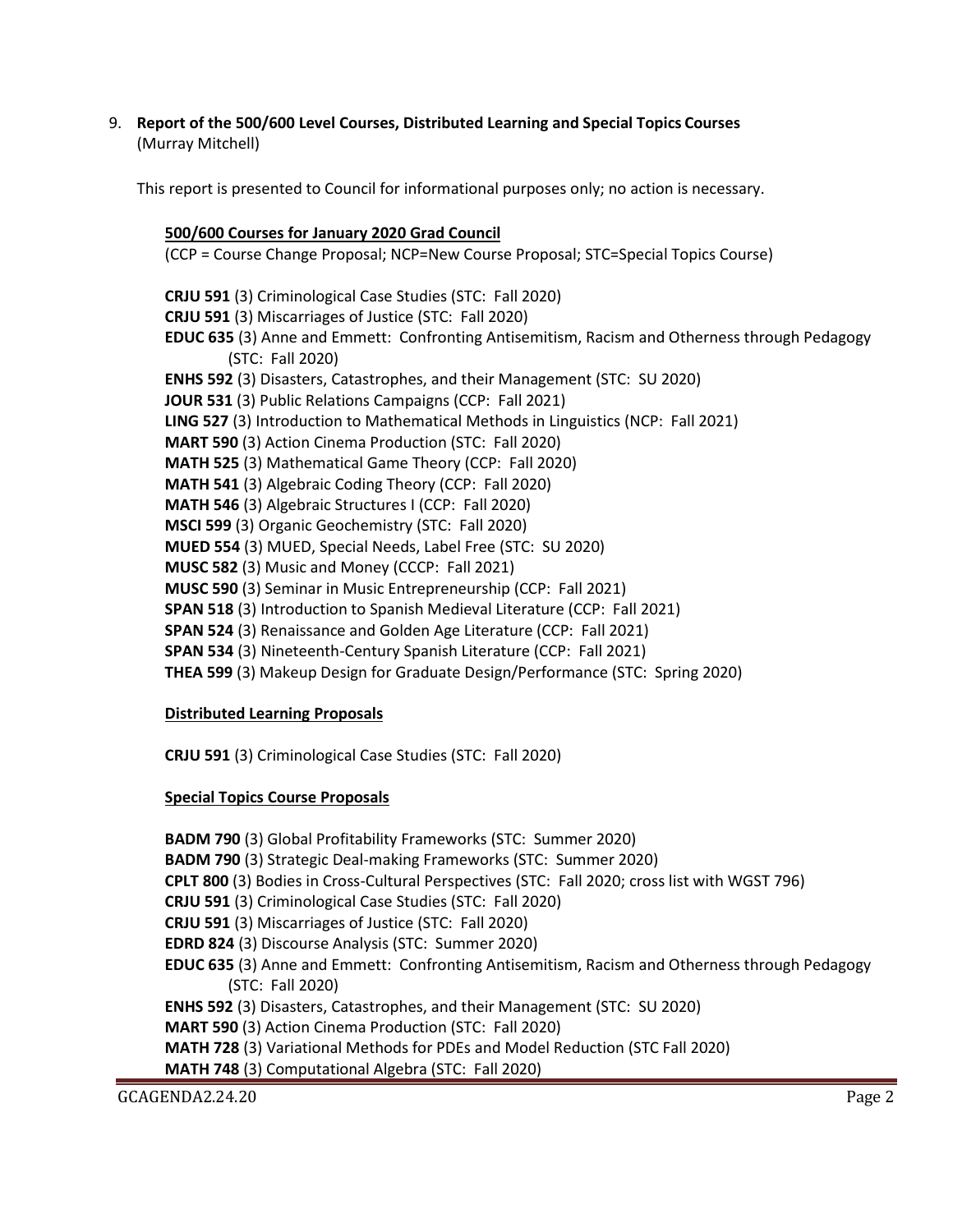9. **Report of the 500/600 Level Courses, Distributed Learning and Special Topics Courses** (Murray Mitchell)

This report is presented to Council for informational purposes only; no action is necessary.

**500/600 Courses for January 2020 Grad Council**

(CCP = Course Change Proposal; NCP=New Course Proposal; STC=Special Topics Course)

**CRJU 591** (3) Criminological Case Studies (STC: Fall 2020)
**CRJU 591** (3) Miscarriages of Justice (STC: Fall 2020)
**EDUC 635** (3) Anne and Emmett: Confronting Antisemitism, Racism and Otherness through Pedagogy (STC: Fall 2020)
**ENHS 592** (3) Disasters, Catastrophes, and their Management (STC: SU 2020)
**JOUR 531** (3) Public Relations Campaigns (CCP: Fall 2021)
**LING 527** (3) Introduction to Mathematical Methods in Linguistics (NCP: Fall 2021)
**MART 590** (3) Action Cinema Production (STC: Fall 2020)
**MATH 525** (3) Mathematical Game Theory (CCP: Fall 2020)
**MATH 541** (3) Algebraic Coding Theory (CCP: Fall 2020)
**MATH 546** (3) Algebraic Structures I (CCP: Fall 2020)
**MSCI 599** (3) Organic Geochemistry (STC: Fall 2020)
**MUED 554** (3) MUED, Special Needs, Label Free (STC: SU 2020)
**MUSC 582** (3) Music and Money (CCCP: Fall 2021)
**MUSC 590** (3) Seminar in Music Entrepreneurship (CCP: Fall 2021)
**SPAN 518** (3) Introduction to Spanish Medieval Literature (CCP: Fall 2021)
**SPAN 524** (3) Renaissance and Golden Age Literature (CCP: Fall 2021)
**SPAN 534** (3) Nineteenth-Century Spanish Literature (CCP: Fall 2021)
**THEA 599** (3) Makeup Design for Graduate Design/Performance (STC: Spring 2020)

**Distributed Learning Proposals**

**CRJU 591** (3) Criminological Case Studies (STC: Fall 2020)

**Special Topics Course Proposals**

**BADM 790** (3) Global Profitability Frameworks (STC: Summer 2020)
**BADM 790** (3) Strategic Deal-making Frameworks (STC: Summer 2020)
**CPLT 800** (3) Bodies in Cross-Cultural Perspectives (STC: Fall 2020; cross list with WGST 796)
**CRJU 591** (3) Criminological Case Studies (STC: Fall 2020)
**CRJU 591** (3) Miscarriages of Justice (STC: Fall 2020)
**EDRD 824** (3) Discourse Analysis (STC: Summer 2020)
**EDUC 635** (3) Anne and Emmett: Confronting Antisemitism, Racism and Otherness through Pedagogy (STC: Fall 2020)
**ENHS 592** (3) Disasters, Catastrophes, and their Management (STC: SU 2020)
**MART 590** (3) Action Cinema Production (STC: Fall 2020)
**MATH 728** (3) Variational Methods for PDEs and Model Reduction (STC Fall 2020)
**MATH 748** (3) Computational Algebra (STC: Fall 2020)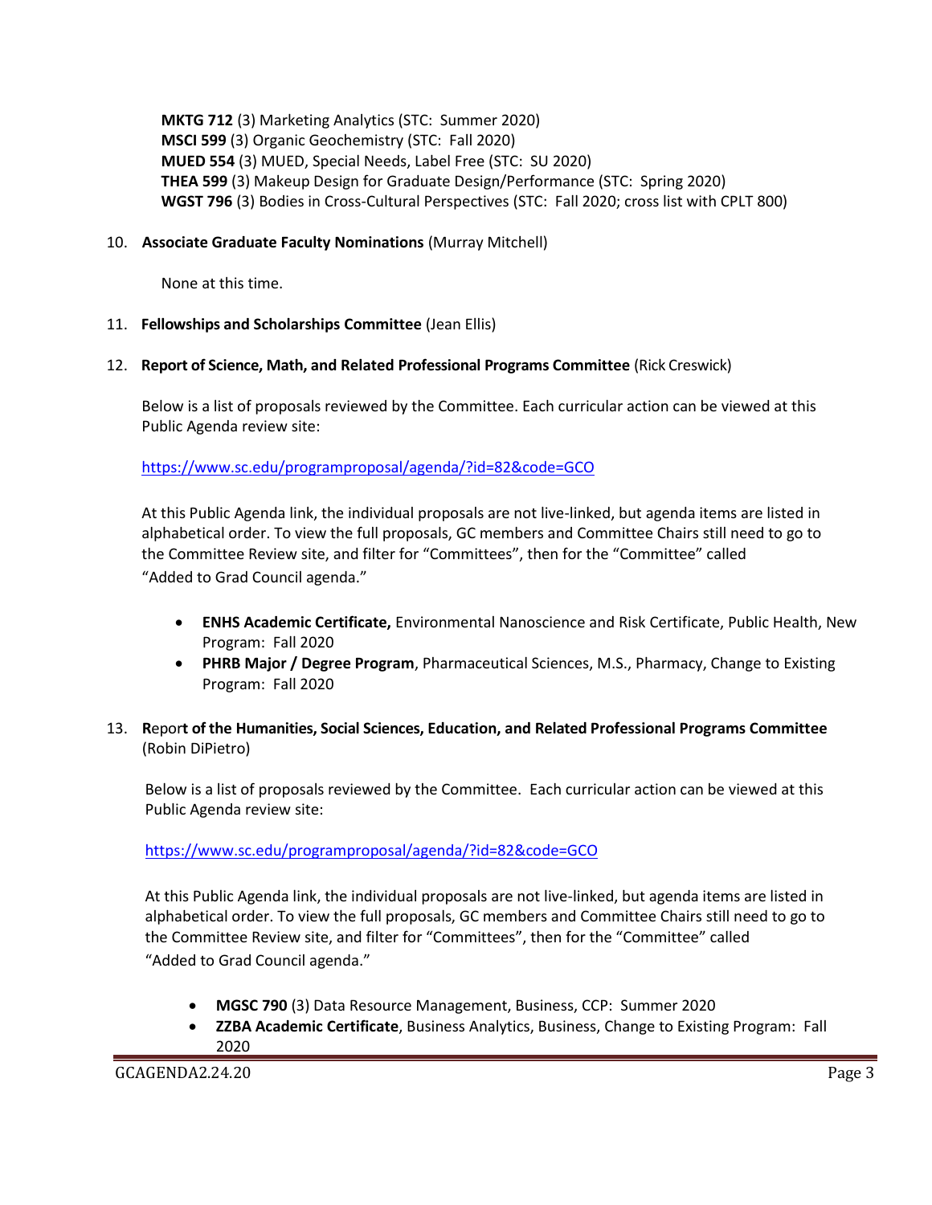**MKTG 712** (3) Marketing Analytics (STC: Summer 2020)
**MSCI 599** (3) Organic Geochemistry (STC: Fall 2020)
**MUED 554** (3) MUED, Special Needs, Label Free (STC: SU 2020)
**THEA 599** (3) Makeup Design for Graduate Design/Performance (STC: Spring 2020)
**WGST 796** (3) Bodies in Cross-Cultural Perspectives (STC: Fall 2020; cross list with CPLT 800)

10. **Associate Graduate Faculty Nominations** (Murray Mitchell)

    None at this time.

11. **Fellowships and Scholarships Committee** (Jean Ellis)

12. **Report of Science, Math, and Related Professional Programs Committee** (Rick Creswick)

    Below is a list of proposals reviewed by the Committee. Each curricular action can be viewed at this Public Agenda review site:

    https://www.sc.edu/programproposal/agenda/?id=82&code=GCO

    At this Public Agenda link, the individual proposals are not live-linked, but agenda items are listed in alphabetical order. To view the full proposals, GC members and Committee Chairs still need to go to the Committee Review site, and filter for "Committees", then for the "Committee" called "Added to Grad Council agenda."

    - **ENHS Academic Certificate,** Environmental Nanoscience and Risk Certificate, Public Health, New Program: Fall 2020
    - **PHRB Major / Degree Program**, Pharmaceutical Sciences, M.S., Pharmacy, Change to Existing Program: Fall 2020

13. **Report of the Humanities, Social Sciences, Education, and Related Professional Programs Committee** (Robin DiPietro)

    Below is a list of proposals reviewed by the Committee. Each curricular action can be viewed at this Public Agenda review site:

    https://www.sc.edu/programproposal/agenda/?id=82&code=GCO

    At this Public Agenda link, the individual proposals are not live-linked, but agenda items are listed in alphabetical order. To view the full proposals, GC members and Committee Chairs still need to go to the Committee Review site, and filter for "Committees", then for the "Committee" called "Added to Grad Council agenda."

    - **MGSC 790** (3) Data Resource Management, Business, CCP: Summer 2020
    - **ZZBA Academic Certificate**, Business Analytics, Business, Change to Existing Program: Fall 2020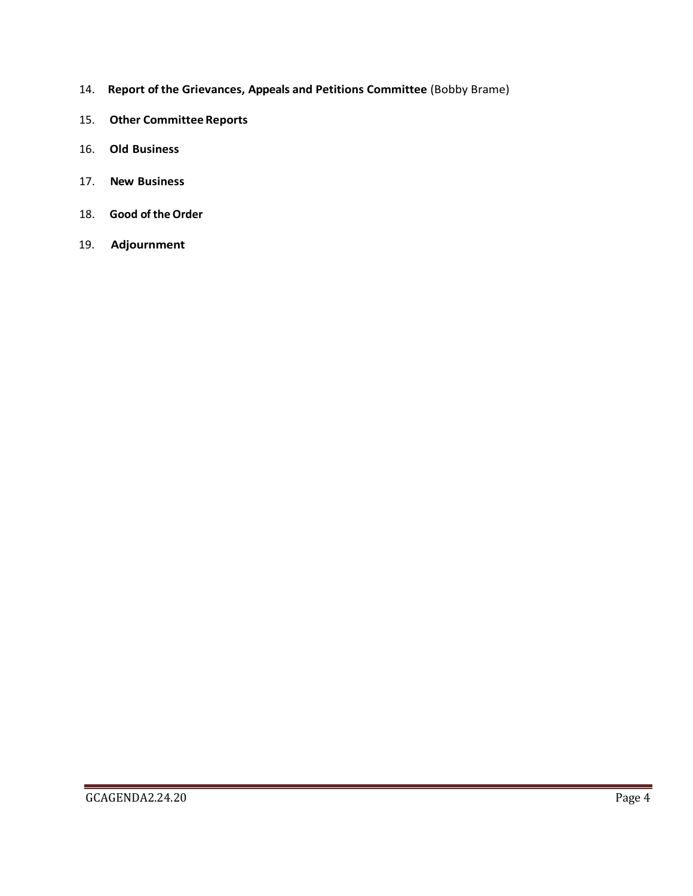14. **Report of the Grievances, Appeals and Petitions Committee** (Bobby Brame)
15. **Other Committee Reports**
16. **Old Business**
17. **New Business**
18. **Good of the Order**
19. **Adjournment**